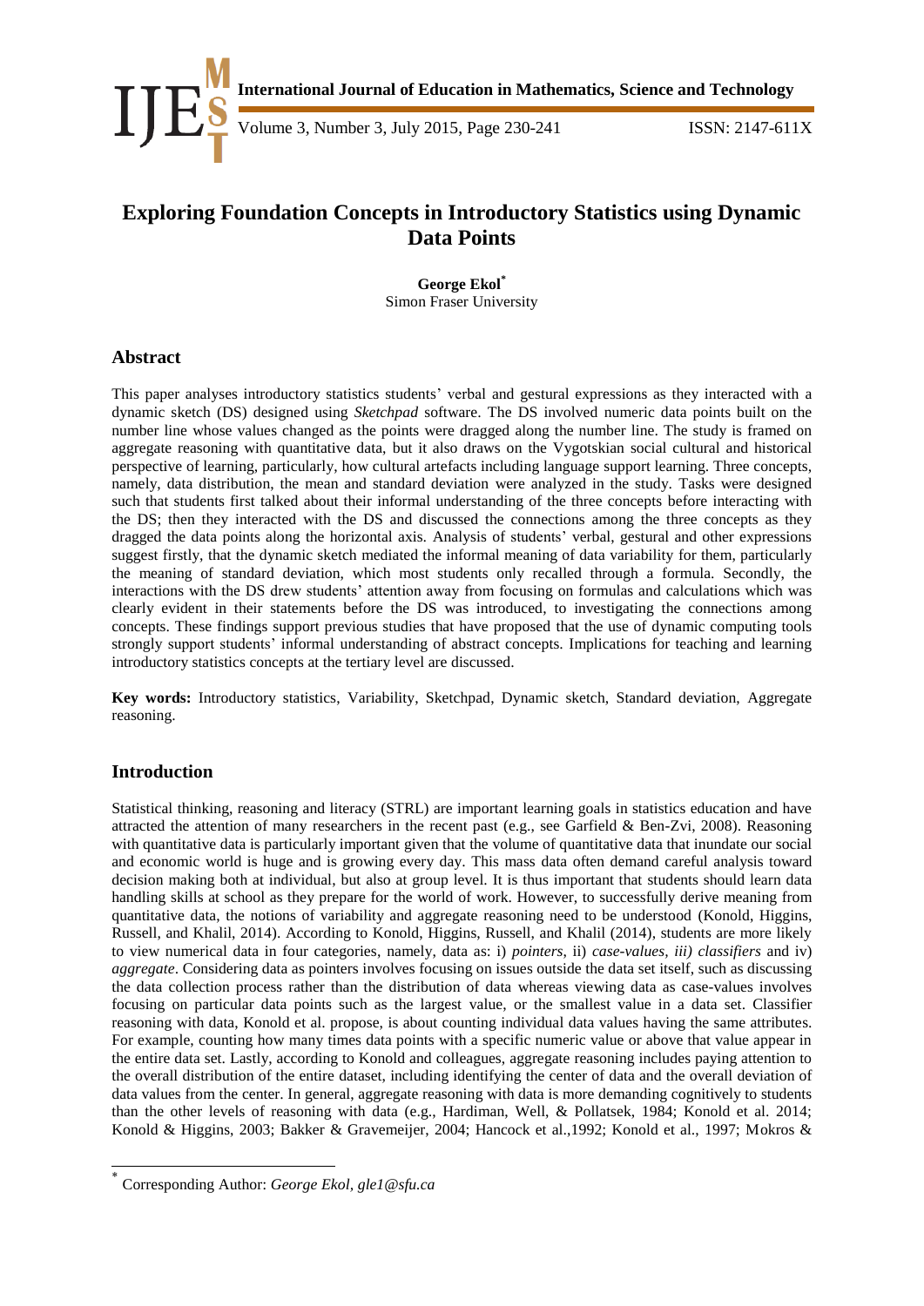# Exploring Foundation Concepts in Introductory Statistics using Dynamic Data Points

**George Ekol**[*]
Simon Fraser University

## Abstract

This paper analyses introductory statistics students' verbal and gestural expressions as they interacted with a dynamic sketch (DS) designed using *Sketchpad* software. The DS involved numeric data points built on the number line whose values changed as the points were dragged along the number line. The study is framed on aggregate reasoning with quantitative data, but it also draws on the Vygotskian social cultural and historical perspective of learning, particularly, how cultural artefacts including language support learning. Three concepts, namely, data distribution, the mean and standard deviation were analyzed in the study. Tasks were designed such that students first talked about their informal understanding of the three concepts before interacting with the DS; then they interacted with the DS and discussed the connections among the three concepts as they dragged the data points along the horizontal axis. Analysis of students' verbal, gestural and other expressions suggest firstly, that the dynamic sketch mediated the informal meaning of data variability for them, particularly the meaning of standard deviation, which most students only recalled through a formula. Secondly, the interactions with the DS drew students' attention away from focusing on formulas and calculations which was clearly evident in their statements before the DS was introduced, to investigating the connections among concepts. These findings support previous studies that have proposed that the use of dynamic computing tools strongly support students' informal understanding of abstract concepts. Implications for teaching and learning introductory statistics concepts at the tertiary level are discussed.

**Key words:** Introductory statistics, Variability, Sketchpad, Dynamic sketch, Standard deviation, Aggregate reasoning.

## Introduction

Statistical thinking, reasoning and literacy (STRL) are important learning goals in statistics education and have attracted the attention of many researchers in the recent past (e.g., see Garfield & Ben-Zvi, 2008). Reasoning with quantitative data is particularly important given that the volume of quantitative data that inundate our social and economic world is huge and is growing every day. This mass data often demand careful analysis toward decision making both at individual, but also at group level. It is thus important that students should learn data handling skills at school as they prepare for the world of work. However, to successfully derive meaning from quantitative data, the notions of variability and aggregate reasoning need to be understood (Konold, Higgins, Russell, and Khalil, 2014). According to Konold, Higgins, Russell, and Khalil (2014), students are more likely to view numerical data in four categories, namely, data as: i) *pointers*, ii) *case-values, iii) classifiers* and iv) *aggregate*. Considering data as pointers involves focusing on issues outside the data set itself, such as discussing the data collection process rather than the distribution of data whereas viewing data as case-values involves focusing on particular data points such as the largest value, or the smallest value in a data set. Classifier reasoning with data, Konold et al. propose, is about counting individual data values having the same attributes. For example, counting how many times data points with a specific numeric value or above that value appear in the entire data set. Lastly, according to Konold and colleagues, aggregate reasoning includes paying attention to the overall distribution of the entire dataset, including identifying the center of data and the overall deviation of data values from the center. In general, aggregate reasoning with data is more demanding cognitively to students than the other levels of reasoning with data (e.g., Hardiman, Well, & Pollatsek, 1984; Konold et al. 2014; Konold & Higgins, 2003; Bakker & Gravemeijer, 2004; Hancock et al.,1992; Konold et al., 1997; Mokros &

---

[*] Corresponding Author: *George Ekol, gle1@sfu.ca*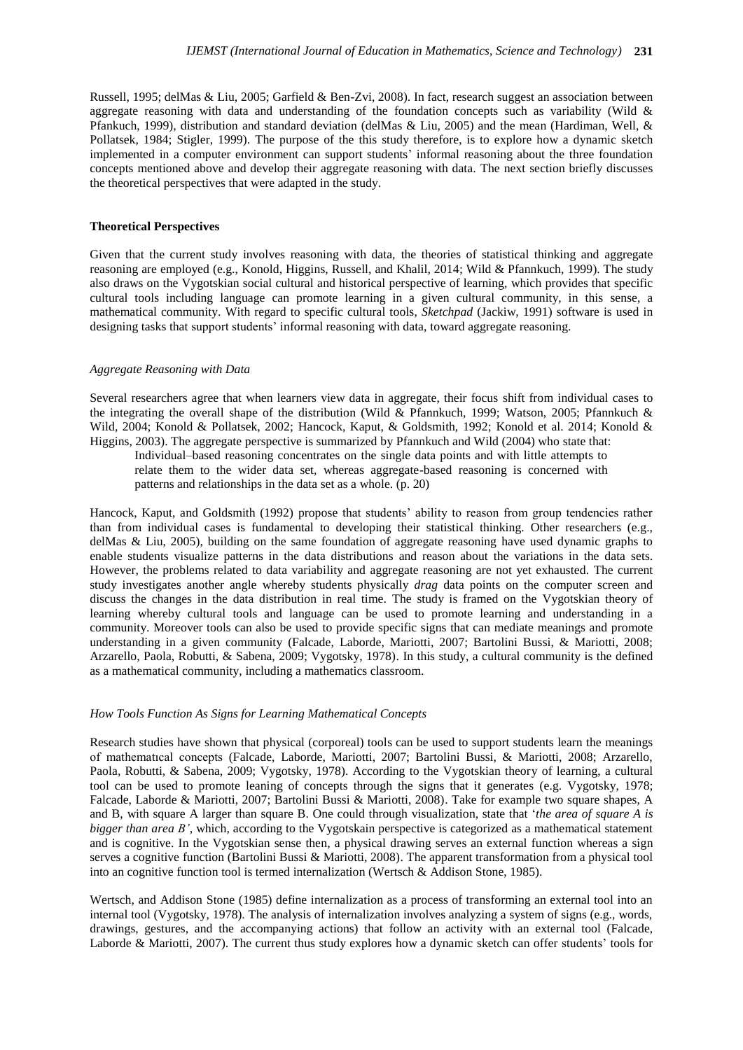Russell, 1995; delMas & Liu, 2005; Garfield & Ben-Zvi, 2008). In fact, research suggest an association between aggregate reasoning with data and understanding of the foundation concepts such as variability (Wild & Pfankuch, 1999), distribution and standard deviation (delMas & Liu, 2005) and the mean (Hardiman, Well, & Pollatsek, 1984; Stigler, 1999). The purpose of the this study therefore, is to explore how a dynamic sketch implemented in a computer environment can support students' informal reasoning about the three foundation concepts mentioned above and develop their aggregate reasoning with data. The next section briefly discusses the theoretical perspectives that were adapted in the study.

## Theoretical Perspectives

Given that the current study involves reasoning with data, the theories of statistical thinking and aggregate reasoning are employed (e.g., Konold, Higgins, Russell, and Khalil, 2014; Wild & Pfannkuch, 1999). The study also draws on the Vygotskian social cultural and historical perspective of learning, which provides that specific cultural tools including language can promote learning in a given cultural community, in this sense, a mathematical community. With regard to specific cultural tools, *Sketchpad* (Jackiw, 1991) software is used in designing tasks that support students' informal reasoning with data, toward aggregate reasoning.

### *Aggregate Reasoning with Data*

Several researchers agree that when learners view data in aggregate, their focus shift from individual cases to the integrating the overall shape of the distribution (Wild & Pfannkuch, 1999; Watson, 2005; Pfannkuch & Wild, 2004; Konold & Pollatsek, 2002; Hancock, Kaput, & Goldsmith, 1992; Konold et al. 2014; Konold & Higgins, 2003). The aggregate perspective is summarized by Pfannkuch and Wild (2004) who state that:

> Individual–based reasoning concentrates on the single data points and with little attempts to relate them to the wider data set, whereas aggregate-based reasoning is concerned with patterns and relationships in the data set as a whole. (p. 20)

Hancock, Kaput, and Goldsmith (1992) propose that students' ability to reason from group tendencies rather than from individual cases is fundamental to developing their statistical thinking. Other researchers (e.g., delMas & Liu, 2005), building on the same foundation of aggregate reasoning have used dynamic graphs to enable students visualize patterns in the data distributions and reason about the variations in the data sets. However, the problems related to data variability and aggregate reasoning are not yet exhausted. The current study investigates another angle whereby students physically *drag* data points on the computer screen and discuss the changes in the data distribution in real time. The study is framed on the Vygotskian theory of learning whereby cultural tools and language can be used to promote learning and understanding in a community. Moreover tools can also be used to provide specific signs that can mediate meanings and promote understanding in a given community (Falcade, Laborde, Mariotti, 2007; Bartolini Bussi, & Mariotti, 2008; Arzarello, Paola, Robutti, & Sabena, 2009; Vygotsky, 1978). In this study, a cultural community is the defined as a mathematical community, including a mathematics classroom.

### *How Tools Function As Signs for Learning Mathematical Concepts*

Research studies have shown that physical (corporeal) tools can be used to support students learn the meanings of mathematıcal concepts (Falcade, Laborde, Mariotti, 2007; Bartolini Bussi, & Mariotti, 2008; Arzarello, Paola, Robutti, & Sabena, 2009; Vygotsky, 1978). According to the Vygotskian theory of learning, a cultural tool can be used to promote leaning of concepts through the signs that it generates (e.g. Vygotsky, 1978; Falcade, Laborde & Mariotti, 2007; Bartolini Bussi & Mariotti, 2008). Take for example two square shapes, A and B, with square A larger than square B. One could through visualization, state that '*the area of square A is bigger than area B'*, which, according to the Vygotskain perspective is categorized as a mathematical statement and is cognitive. In the Vygotskian sense then, a physical drawing serves an external function whereas a sign serves a cognitive function (Bartolini Bussi & Mariotti, 2008). The apparent transformation from a physical tool into an cognitive function tool is termed internalization (Wertsch & Addison Stone, 1985).

Wertsch, and Addison Stone (1985) define internalization as a process of transforming an external tool into an internal tool (Vygotsky, 1978). The analysis of internalization involves analyzing a system of signs (e.g., words, drawings, gestures, and the accompanying actions) that follow an activity with an external tool (Falcade, Laborde & Mariotti, 2007). The current thus study explores how a dynamic sketch can offer students' tools for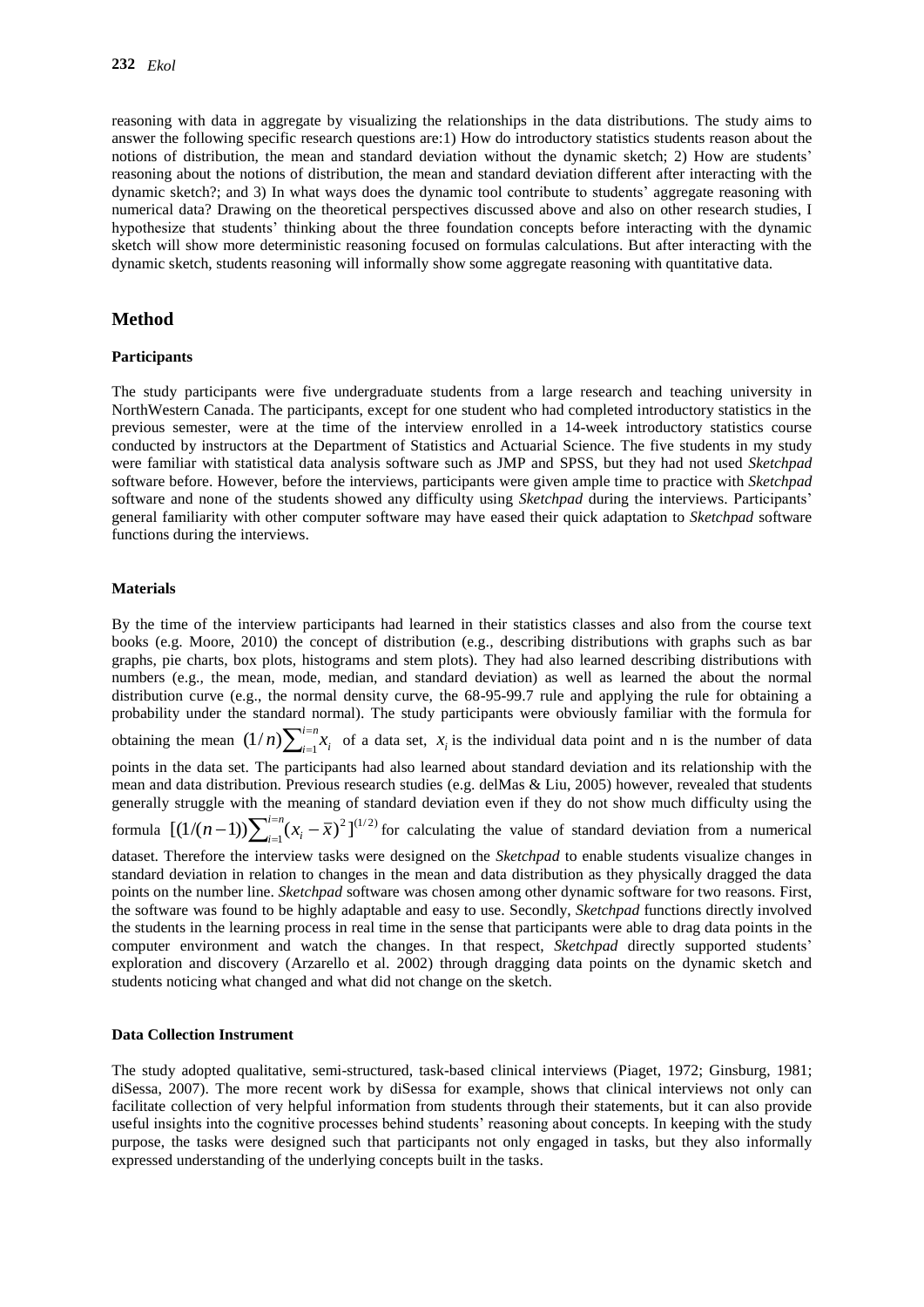reasoning with data in aggregate by visualizing the relationships in the data distributions. The study aims to answer the following specific research questions are:1) How do introductory statistics students reason about the notions of distribution, the mean and standard deviation without the dynamic sketch; 2) How are students' reasoning about the notions of distribution, the mean and standard deviation different after interacting with the dynamic sketch?; and 3) In what ways does the dynamic tool contribute to students' aggregate reasoning with numerical data? Drawing on the theoretical perspectives discussed above and also on other research studies, I hypothesize that students' thinking about the three foundation concepts before interacting with the dynamic sketch will show more deterministic reasoning focused on formulas calculations. But after interacting with the dynamic sketch, students reasoning will informally show some aggregate reasoning with quantitative data.

## Method

### Participants

The study participants were five undergraduate students from a large research and teaching university in NorthWestern Canada. The participants, except for one student who had completed introductory statistics in the previous semester, were at the time of the interview enrolled in a 14-week introductory statistics course conducted by instructors at the Department of Statistics and Actuarial Science. The five students in my study were familiar with statistical data analysis software such as JMP and SPSS, but they had not used *Sketchpad* software before. However, before the interviews, participants were given ample time to practice with *Sketchpad* software and none of the students showed any difficulty using *Sketchpad* during the interviews. Participants' general familiarity with other computer software may have eased their quick adaptation to *Sketchpad* software functions during the interviews.

### Materials

By the time of the interview participants had learned in their statistics classes and also from the course text books (e.g. Moore, 2010) the concept of distribution (e.g., describing distributions with graphs such as bar graphs, pie charts, box plots, histograms and stem plots). They had also learned describing distributions with numbers (e.g., the mean, mode, median, and standard deviation) as well as learned the about the normal distribution curve (e.g., the normal density curve, the 68-95-99.7 rule and applying the rule for obtaining a probability under the standard normal). The study participants were obviously familiar with the formula for obtaining the mean $(1/n)\sum_{i=1}^{i=n} x_i$ of a data set, $x_i$ is the individual data point and n is the number of data points in the data set. The participants had also learned about standard deviation and its relationship with the mean and data distribution. Previous research studies (e.g. delMas & Liu, 2005) however, revealed that students generally struggle with the meaning of standard deviation even if they do not show much difficulty using the formula $[(1/(n-1))\sum_{i=1}^{i=n}(x_i - \bar{x})^2]^{(1/2)}$ for calculating the value of standard deviation from a numerical dataset. Therefore the interview tasks were designed on the *Sketchpad* to enable students visualize changes in standard deviation in relation to changes in the mean and data distribution as they physically dragged the data points on the number line. *Sketchpad* software was chosen among other dynamic software for two reasons. First, the software was found to be highly adaptable and easy to use. Secondly, *Sketchpad* functions directly involved the students in the learning process in real time in the sense that participants were able to drag data points in the computer environment and watch the changes. In that respect, *Sketchpad* directly supported students' exploration and discovery (Arzarello et al. 2002) through dragging data points on the dynamic sketch and students noticing what changed and what did not change on the sketch.

### Data Collection Instrument

The study adopted qualitative, semi-structured, task-based clinical interviews (Piaget, 1972; Ginsburg, 1981; diSessa, 2007). The more recent work by diSessa for example, shows that clinical interviews not only can facilitate collection of very helpful information from students through their statements, but it can also provide useful insights into the cognitive processes behind students' reasoning about concepts. In keeping with the study purpose, the tasks were designed such that participants not only engaged in tasks, but they also informally expressed understanding of the underlying concepts built in the tasks.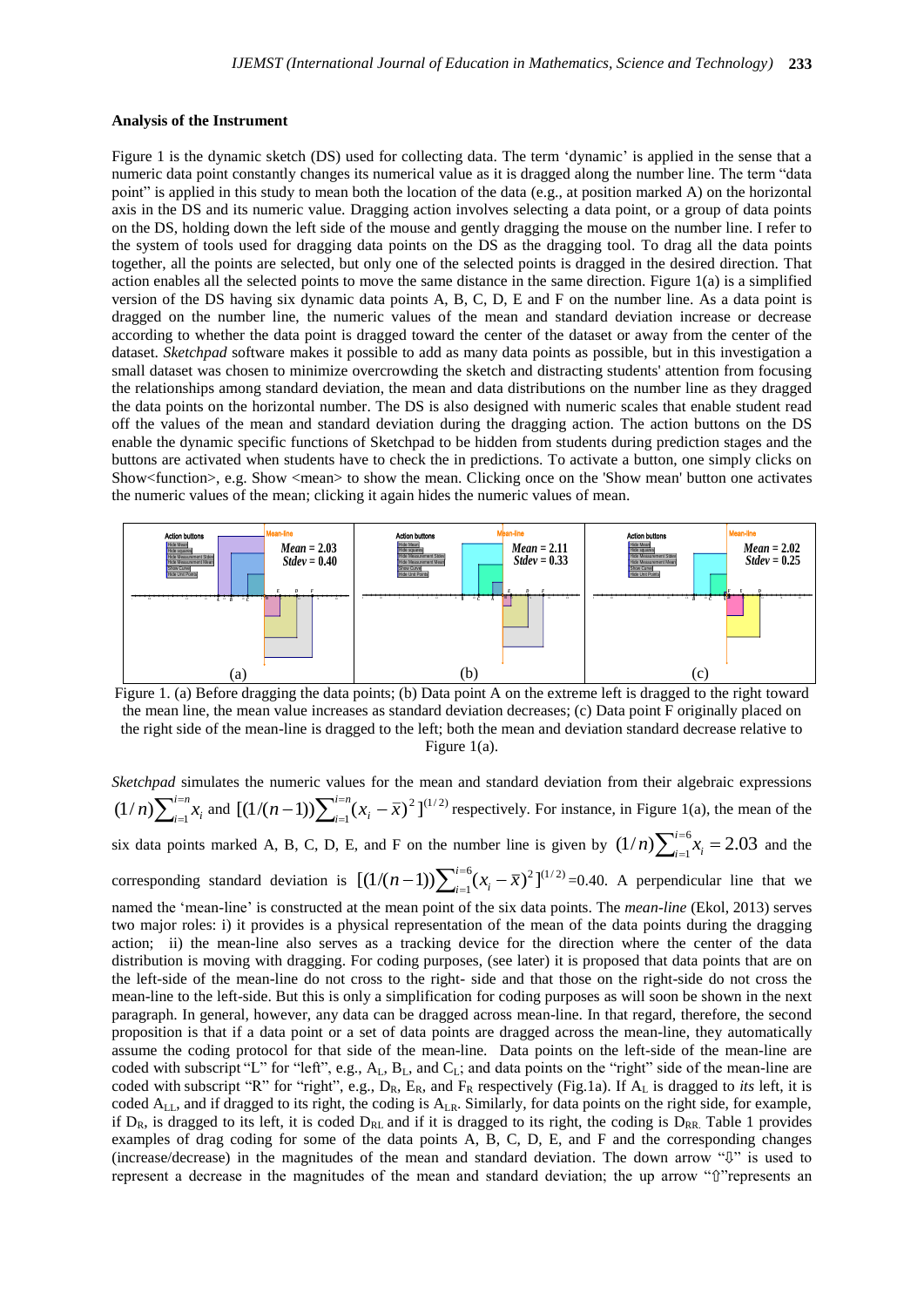**Analysis of the Instrument**

Figure 1 is the dynamic sketch (DS) used for collecting data. The term 'dynamic' is applied in the sense that a numeric data point constantly changes its numerical value as it is dragged along the number line. The term "data point" is applied in this study to mean both the location of the data (e.g., at position marked A) on the horizontal axis in the DS and its numeric value. Dragging action involves selecting a data point, or a group of data points on the DS, holding down the left side of the mouse and gently dragging the mouse on the number line. I refer to the system of tools used for dragging data points on the DS as the dragging tool. To drag all the data points together, all the points are selected, but only one of the selected points is dragged in the desired direction. That action enables all the selected points to move the same distance in the same direction. Figure 1(a) is a simplified version of the DS having six dynamic data points A, B, C, D, E and F on the number line. As a data point is dragged on the number line, the numeric values of the mean and standard deviation increase or decrease according to whether the data point is dragged toward the center of the dataset or away from the center of the dataset. *Sketchpad* software makes it possible to add as many data points as possible, but in this investigation a small dataset was chosen to minimize overcrowding the sketch and distracting students' attention from focusing the relationships among standard deviation, the mean and data distributions on the number line as they dragged the data points on the horizontal number. The DS is also designed with numeric scales that enable student read off the values of the mean and standard deviation during the dragging action. The action buttons on the DS enable the dynamic specific functions of Sketchpad to be hidden from students during prediction stages and the buttons are activated when students have to check the in predictions. To activate a button, one simply clicks on Show<function>, e.g. Show <mean> to show the mean. Clicking once on the 'Show mean' button one activates the numeric values of the mean; clicking it again hides the numeric values of mean.

Figure 1. (a) Before dragging the data points; (b) Data point A on the extreme left is dragged to the right toward the mean line, the mean value increases as standard deviation decreases; (c) Data point F originally placed on the right side of the mean-line is dragged to the left; both the mean and deviation standard decrease relative to Figure 1(a).

*Sketchpad* simulates the numeric values for the mean and standard deviation from their algebraic expressions $(1/n)\sum_{i=1}^{i=n} x_i$ and $[(1/(n-1))\sum_{i=1}^{i=n}(x_i - \bar{x})^2]^{(1/2)}$ respectively. For instance, in Figure 1(a), the mean of the six data points marked A, B, C, D, E, and F on the number line is given by $(1/n)\sum_{i=1}^{i=6} x_i = 2.03$ and the corresponding standard deviation is $[(1/(n-1))\sum_{i=1}^{i=6}(x_i - \bar{x})^2]^{(1/2)}$=0.40. A perpendicular line that we named the 'mean-line' is constructed at the mean point of the six data points. The *mean-line* (Ekol, 2013) serves two major roles: i) it provides is a physical representation of the mean of the data points during the dragging action; ii) the mean-line also serves as a tracking device for the direction where the center of the data distribution is moving with dragging. For coding purposes, (see later) it is proposed that data points that are on the left-side of the mean-line do not cross to the right- side and that those on the right-side do not cross the mean-line to the left-side. But this is only a simplification for coding purposes as will soon be shown in the next paragraph. In general, however, any data can be dragged across mean-line. In that regard, therefore, the second proposition is that if a data point or a set of data points are dragged across the mean-line, they automatically assume the coding protocol for that side of the mean-line. Data points on the left-side of the mean-line are coded with subscript "L" for "left", e.g., $A_L$, $B_L$, and $C_L$; and data points on the "right" side of the mean-line are coded with subscript "R" for "right", e.g., $D_R$, $E_R$, and $F_R$ respectively (Fig.1a). If $A_L$ is dragged to *its* left, it is coded $A_{LL}$, and if dragged to its right, the coding is $A_{LR}$. Similarly, for data points on the right side, for example, if $D_R$, is dragged to its left, it is coded $D_{RL}$ and if it is dragged to its right, the coding is $D_{RR}$. Table 1 provides examples of drag coding for some of the data points A, B, C, D, E, and F and the corresponding changes (increase/decrease) in the magnitudes of the mean and standard deviation. The down arrow "⇩" is used to represent a decrease in the magnitudes of the mean and standard deviation; the up arrow "⇧"represents an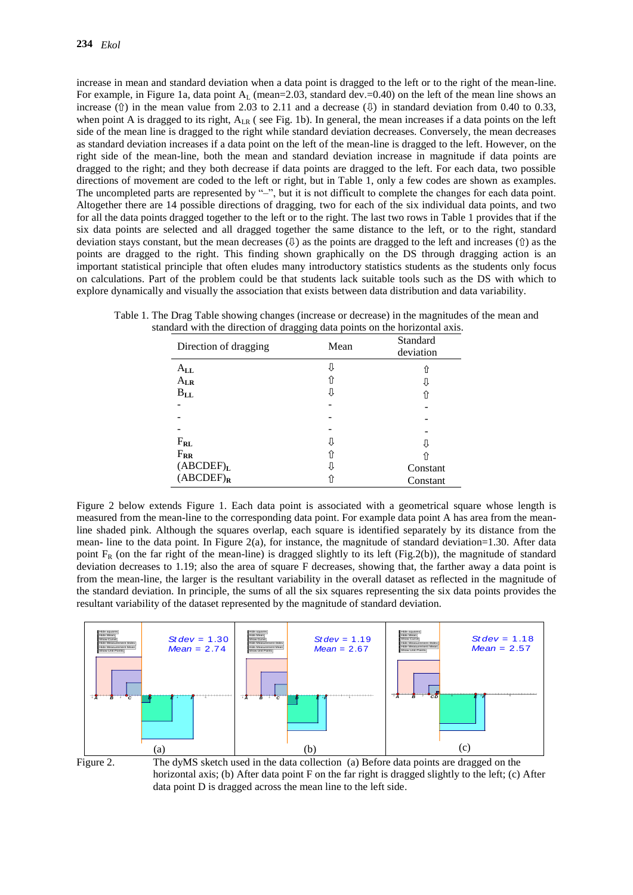increase in mean and standard deviation when a data point is dragged to the left or to the right of the mean-line. For example, in Figure 1a, data point $A_L$ (mean=2.03, standard dev.=0.40) on the left of the mean line shows an increase (⇧) in the mean value from 2.03 to 2.11 and a decrease (⇩) in standard deviation from 0.40 to 0.33, when point A is dragged to its right, $A_{LR}$ ( see Fig. 1b). In general, the mean increases if a data point on the left side of the mean line is dragged to the right while standard deviation decreases. Conversely, the mean decreases as standard deviation increases if a data point on the left of the mean-line is dragged to the left. However, on the right side of the mean-line, both the mean and standard deviation increase in magnitude if data points are dragged to the right; and they both decrease if data points are dragged to the left. For each data, two possible directions of movement are coded to the left or right, but in Table 1, only a few codes are shown as examples. The uncompleted parts are represented by "–", but it is not difficult to complete the changes for each data point. Altogether there are 14 possible directions of dragging, two for each of the six individual data points, and two for all the data points dragged together to the left or to the right. The last two rows in Table 1 provides that if the six data points are selected and all dragged together the same distance to the left, or to the right, standard deviation stays constant, but the mean decreases (⇩) as the points are dragged to the left and increases (⇧) as the points are dragged to the right. This finding shown graphically on the DS through dragging action is an important statistical principle that often eludes many introductory statistics students as the students only focus on calculations. Part of the problem could be that students lack suitable tools such as the DS with which to explore dynamically and visually the association that exists between data distribution and data variability.

Table 1. The Drag Table showing changes (increase or decrease) in the magnitudes of the mean and standard with the direction of dragging data points on the horizontal axis.

| Direction of dragging | Mean | Standard deviation |
|---|---|---|
| $A_{LL}$ | ⇩ | ⇧ |
| $A_{LR}$ | ⇧ | ⇩ |
| $B_{LL}$ | ⇩ | ⇧ |
| - | - | - |
| - | - | - |
| - | - | - |
| $F_{RL}$ | ⇩ | ⇩ |
| $F_{RR}$ | ⇧ | ⇧ |
| $(ABCDEF)_L$ | ⇩ | Constant |
| $(ABCDEF)_R$ | ⇧ | Constant |

Figure 2 below extends Figure 1. Each data point is associated with a geometrical square whose length is measured from the mean-line to the corresponding data point. For example data point A has area from the mean-line shaded pink. Although the squares overlap, each square is identified separately by its distance from the mean- line to the data point. In Figure 2(a), for instance, the magnitude of standard deviation=1.30. After data point $F_R$ (on the far right of the mean-line) is dragged slightly to its left (Fig.2(b)), the magnitude of standard deviation decreases to 1.19; also the area of square F decreases, showing that, the farther away a data point is from the mean-line, the larger is the resultant variability in the overall dataset as reflected in the magnitude of the standard deviation. In principle, the sums of all the six squares representing the six data points provides the resultant variability of the dataset represented by the magnitude of standard deviation.

Figure 2. The dyMS sketch used in the data collection (a) Before data points are dragged on the horizontal axis; (b) After data point F on the far right is dragged slightly to the left; (c) After data point D is dragged across the mean line to the left side.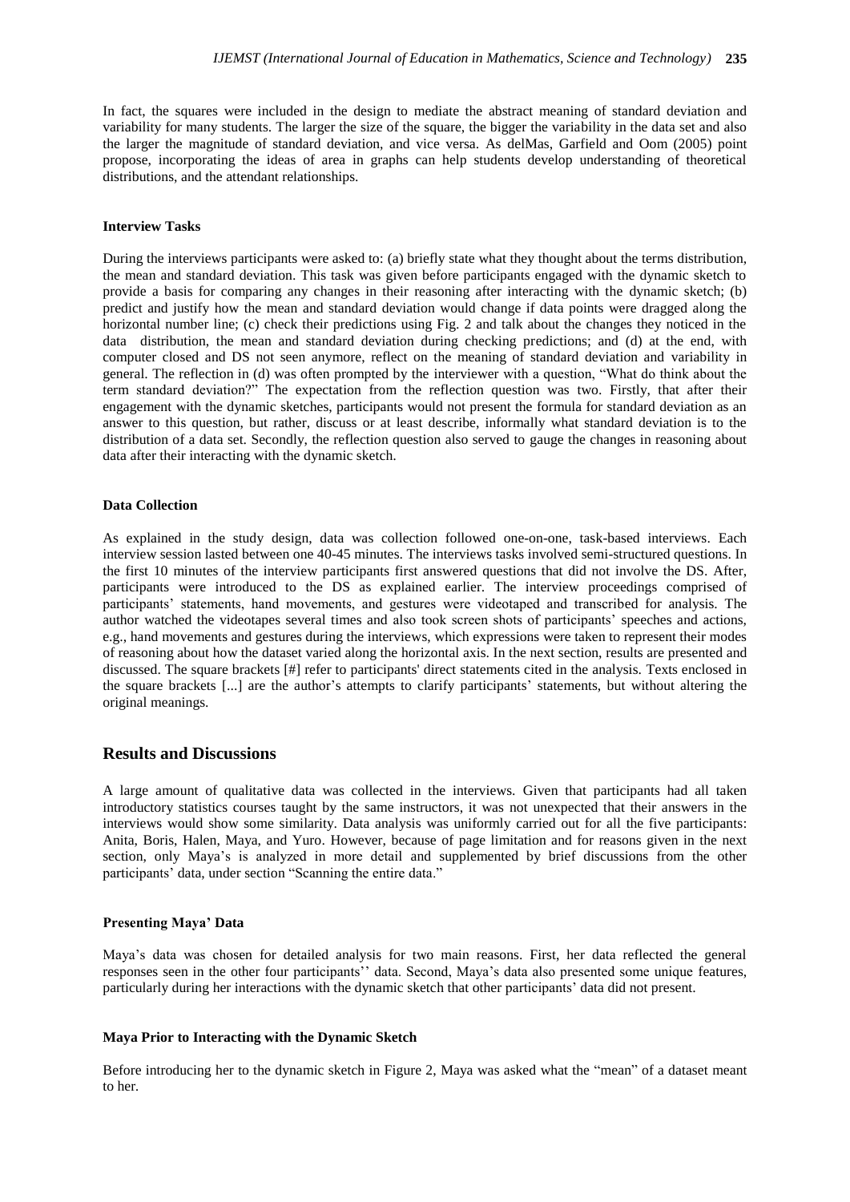In fact, the squares were included in the design to mediate the abstract meaning of standard deviation and variability for many students. The larger the size of the square, the bigger the variability in the data set and also the larger the magnitude of standard deviation, and vice versa. As delMas, Garfield and Oom (2005) point propose, incorporating the ideas of area in graphs can help students develop understanding of theoretical distributions, and the attendant relationships.

#### Interview Tasks

During the interviews participants were asked to: (a) briefly state what they thought about the terms distribution, the mean and standard deviation. This task was given before participants engaged with the dynamic sketch to provide a basis for comparing any changes in their reasoning after interacting with the dynamic sketch; (b) predict and justify how the mean and standard deviation would change if data points were dragged along the horizontal number line; (c) check their predictions using Fig. 2 and talk about the changes they noticed in the data distribution, the mean and standard deviation during checking predictions; and (d) at the end, with computer closed and DS not seen anymore, reflect on the meaning of standard deviation and variability in general. The reflection in (d) was often prompted by the interviewer with a question, "What do think about the term standard deviation?" The expectation from the reflection question was two. Firstly, that after their engagement with the dynamic sketches, participants would not present the formula for standard deviation as an answer to this question, but rather, discuss or at least describe, informally what standard deviation is to the distribution of a data set. Secondly, the reflection question also served to gauge the changes in reasoning about data after their interacting with the dynamic sketch.

#### Data Collection

As explained in the study design, data was collection followed one-on-one, task-based interviews. Each interview session lasted between one 40-45 minutes. The interviews tasks involved semi-structured questions. In the first 10 minutes of the interview participants first answered questions that did not involve the DS. After, participants were introduced to the DS as explained earlier. The interview proceedings comprised of participants' statements, hand movements, and gestures were videotaped and transcribed for analysis. The author watched the videotapes several times and also took screen shots of participants' speeches and actions, e.g., hand movements and gestures during the interviews, which expressions were taken to represent their modes of reasoning about how the dataset varied along the horizontal axis. In the next section, results are presented and discussed. The square brackets [#] refer to participants' direct statements cited in the analysis. Texts enclosed in the square brackets [...] are the author's attempts to clarify participants' statements, but without altering the original meanings.

## Results and Discussions

A large amount of qualitative data was collected in the interviews. Given that participants had all taken introductory statistics courses taught by the same instructors, it was not unexpected that their answers in the interviews would show some similarity. Data analysis was uniformly carried out for all the five participants: Anita, Boris, Halen, Maya, and Yuro. However, because of page limitation and for reasons given in the next section, only Maya's is analyzed in more detail and supplemented by brief discussions from the other participants' data, under section "Scanning the entire data."

#### Presenting Maya' Data

Maya's data was chosen for detailed analysis for two main reasons. First, her data reflected the general responses seen in the other four participants'' data. Second, Maya's data also presented some unique features, particularly during her interactions with the dynamic sketch that other participants' data did not present.

#### Maya Prior to Interacting with the Dynamic Sketch

Before introducing her to the dynamic sketch in Figure 2, Maya was asked what the "mean" of a dataset meant to her.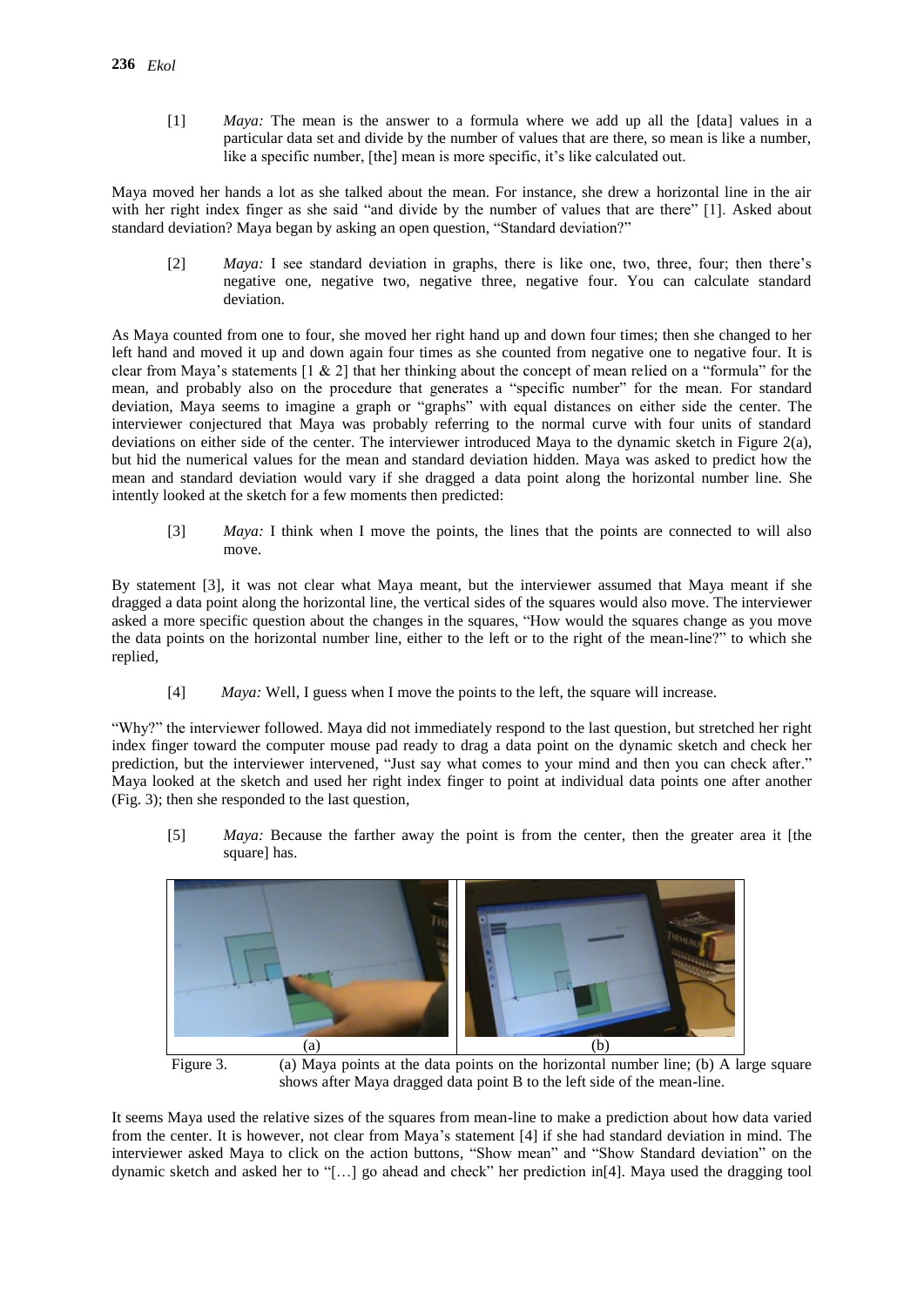[1] *Maya:* The mean is the answer to a formula where we add up all the [data] values in a particular data set and divide by the number of values that are there, so mean is like a number, like a specific number, [the] mean is more specific, it's like calculated out.

Maya moved her hands a lot as she talked about the mean. For instance, she drew a horizontal line in the air with her right index finger as she said "and divide by the number of values that are there" [1]. Asked about standard deviation? Maya began by asking an open question, "Standard deviation?"

[2] *Maya:* I see standard deviation in graphs, there is like one, two, three, four; then there's negative one, negative two, negative three, negative four. You can calculate standard deviation.

As Maya counted from one to four, she moved her right hand up and down four times; then she changed to her left hand and moved it up and down again four times as she counted from negative one to negative four. It is clear from Maya's statements [1 & 2] that her thinking about the concept of mean relied on a "formula" for the mean, and probably also on the procedure that generates a "specific number" for the mean. For standard deviation, Maya seems to imagine a graph or "graphs" with equal distances on either side the center. The interviewer conjectured that Maya was probably referring to the normal curve with four units of standard deviations on either side of the center. The interviewer introduced Maya to the dynamic sketch in Figure 2(a), but hid the numerical values for the mean and standard deviation hidden. Maya was asked to predict how the mean and standard deviation would vary if she dragged a data point along the horizontal number line. She intently looked at the sketch for a few moments then predicted:

[3] *Maya:* I think when I move the points, the lines that the points are connected to will also move.

By statement [3], it was not clear what Maya meant, but the interviewer assumed that Maya meant if she dragged a data point along the horizontal line, the vertical sides of the squares would also move. The interviewer asked a more specific question about the changes in the squares, "How would the squares change as you move the data points on the horizontal number line, either to the left or to the right of the mean-line?" to which she replied,

[4] *Maya:* Well, I guess when I move the points to the left, the square will increase.

"Why?" the interviewer followed. Maya did not immediately respond to the last question, but stretched her right index finger toward the computer mouse pad ready to drag a data point on the dynamic sketch and check her prediction, but the interviewer intervened, "Just say what comes to your mind and then you can check after." Maya looked at the sketch and used her right index finger to point at individual data points one after another (Fig. 3); then she responded to the last question,

[5] *Maya:* Because the farther away the point is from the center, then the greater area it [the square] has.

Figure 3. (a) Maya points at the data points on the horizontal number line; (b) A large square shows after Maya dragged data point B to the left side of the mean-line.

It seems Maya used the relative sizes of the squares from mean-line to make a prediction about how data varied from the center. It is however, not clear from Maya's statement [4] if she had standard deviation in mind. The interviewer asked Maya to click on the action buttons, "Show mean" and "Show Standard deviation" on the dynamic sketch and asked her to "[…] go ahead and check" her prediction in[4]. Maya used the dragging tool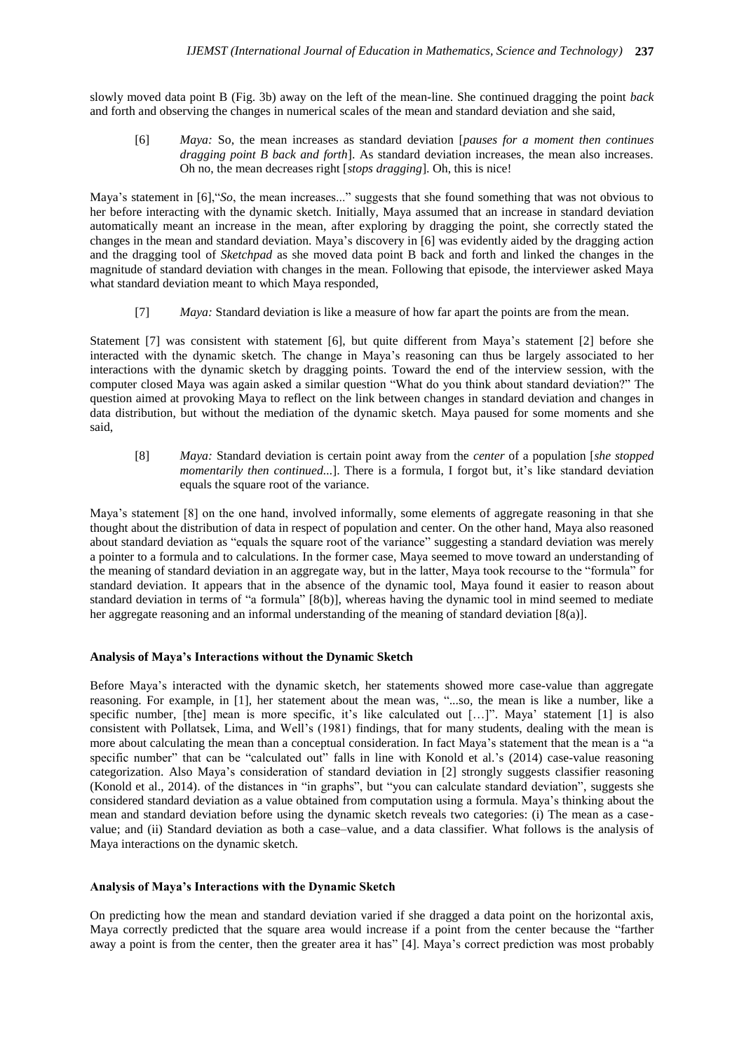slowly moved data point B (Fig. 3b) away on the left of the mean-line. She continued dragging the point *back* and forth and observing the changes in numerical scales of the mean and standard deviation and she said,

> [6] *Maya:* So, the mean increases as standard deviation [*pauses for a moment then continues dragging point B back and forth*]. As standard deviation increases, the mean also increases. Oh no, the mean decreases right [*stops dragging*]. Oh, this is nice!

Maya's statement in [6],"*So*, the mean increases..." suggests that she found something that was not obvious to her before interacting with the dynamic sketch. Initially, Maya assumed that an increase in standard deviation automatically meant an increase in the mean, after exploring by dragging the point, she correctly stated the changes in the mean and standard deviation. Maya's discovery in [6] was evidently aided by the dragging action and the dragging tool of *Sketchpad* as she moved data point B back and forth and linked the changes in the magnitude of standard deviation with changes in the mean. Following that episode, the interviewer asked Maya what standard deviation meant to which Maya responded,

> [7] *Maya:* Standard deviation is like a measure of how far apart the points are from the mean.

Statement [7] was consistent with statement [6], but quite different from Maya's statement [2] before she interacted with the dynamic sketch. The change in Maya's reasoning can thus be largely associated to her interactions with the dynamic sketch by dragging points. Toward the end of the interview session, with the computer closed Maya was again asked a similar question "What do you think about standard deviation?" The question aimed at provoking Maya to reflect on the link between changes in standard deviation and changes in data distribution, but without the mediation of the dynamic sketch. Maya paused for some moments and she said,

> [8] *Maya:* Standard deviation is certain point away from the *center* of a population [*she stopped momentarily then continued...*]. There is a formula, I forgot but, it's like standard deviation equals the square root of the variance.

Maya's statement [8] on the one hand, involved informally, some elements of aggregate reasoning in that she thought about the distribution of data in respect of population and center. On the other hand, Maya also reasoned about standard deviation as "equals the square root of the variance" suggesting a standard deviation was merely a pointer to a formula and to calculations. In the former case, Maya seemed to move toward an understanding of the meaning of standard deviation in an aggregate way, but in the latter, Maya took recourse to the "formula" for standard deviation. It appears that in the absence of the dynamic tool, Maya found it easier to reason about standard deviation in terms of "a formula" [8(b)], whereas having the dynamic tool in mind seemed to mediate her aggregate reasoning and an informal understanding of the meaning of standard deviation [8(a)].

### Analysis of Maya's Interactions without the Dynamic Sketch

Before Maya's interacted with the dynamic sketch, her statements showed more case-value than aggregate reasoning. For example, in [1], her statement about the mean was, "...so, the mean is like a number, like a specific number, [the] mean is more specific, it's like calculated out [...]". Maya' statement [1] is also consistent with Pollatsek, Lima, and Well's (1981) findings, that for many students, dealing with the mean is more about calculating the mean than a conceptual consideration. In fact Maya's statement that the mean is a "a specific number" that can be "calculated out" falls in line with Konold et al.'s (2014) case-value reasoning categorization. Also Maya's consideration of standard deviation in [2] strongly suggests classifier reasoning (Konold et al., 2014). of the distances in "in graphs", but "you can calculate standard deviation", suggests she considered standard deviation as a value obtained from computation using a formula. Maya's thinking about the mean and standard deviation before using the dynamic sketch reveals two categories: (i) The mean as a case-value; and (ii) Standard deviation as both a case–value, and a data classifier. What follows is the analysis of Maya interactions on the dynamic sketch.

### Analysis of Maya's Interactions with the Dynamic Sketch

On predicting how the mean and standard deviation varied if she dragged a data point on the horizontal axis, Maya correctly predicted that the square area would increase if a point from the center because the "farther away a point is from the center, then the greater area it has" [4]. Maya's correct prediction was most probably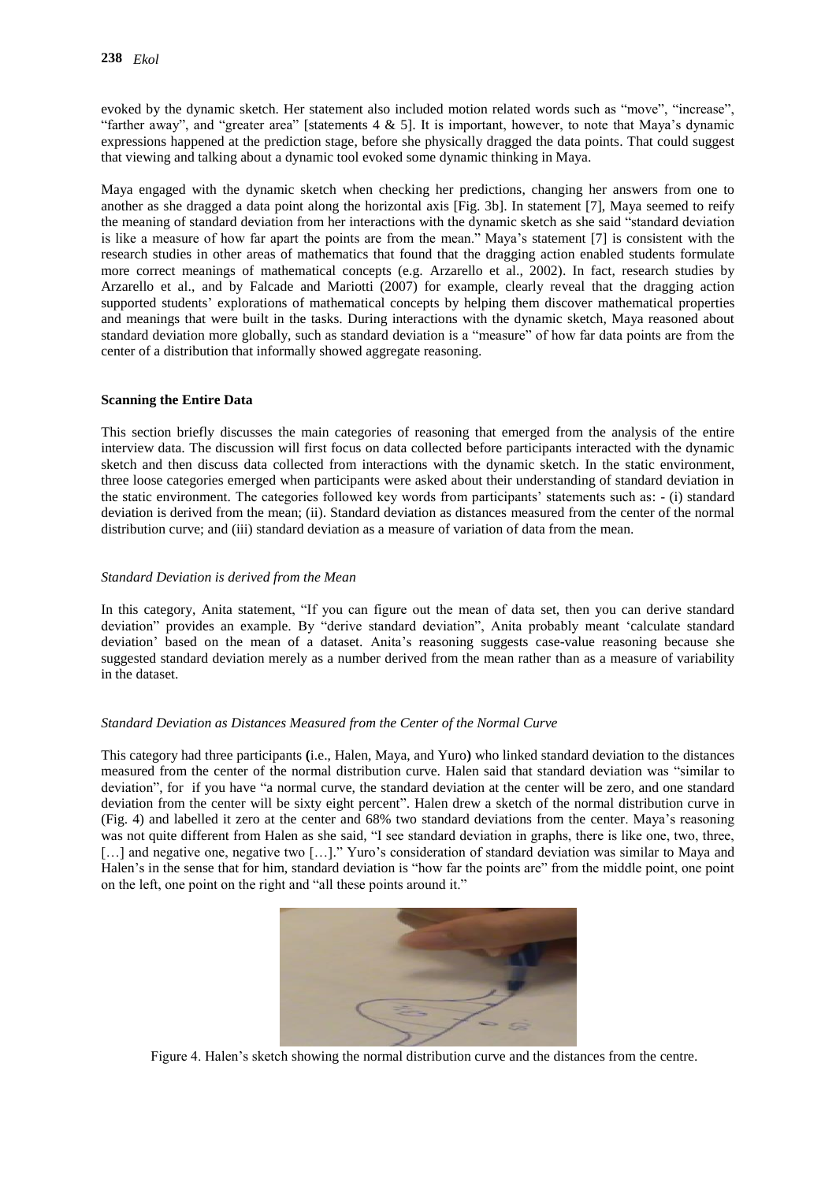evoked by the dynamic sketch. Her statement also included motion related words such as "move", "increase", "farther away", and "greater area" [statements 4 & 5]. It is important, however, to note that Maya's dynamic expressions happened at the prediction stage, before she physically dragged the data points. That could suggest that viewing and talking about a dynamic tool evoked some dynamic thinking in Maya.

Maya engaged with the dynamic sketch when checking her predictions, changing her answers from one to another as she dragged a data point along the horizontal axis [Fig. 3b]. In statement [7], Maya seemed to reify the meaning of standard deviation from her interactions with the dynamic sketch as she said "standard deviation is like a measure of how far apart the points are from the mean." Maya's statement [7] is consistent with the research studies in other areas of mathematics that found that the dragging action enabled students formulate more correct meanings of mathematical concepts (e.g. Arzarello et al., 2002). In fact, research studies by Arzarello et al., and by Falcade and Mariotti (2007) for example, clearly reveal that the dragging action supported students' explorations of mathematical concepts by helping them discover mathematical properties and meanings that were built in the tasks. During interactions with the dynamic sketch, Maya reasoned about standard deviation more globally, such as standard deviation is a "measure" of how far data points are from the center of a distribution that informally showed aggregate reasoning.

**Scanning the Entire Data**

This section briefly discusses the main categories of reasoning that emerged from the analysis of the entire interview data. The discussion will first focus on data collected before participants interacted with the dynamic sketch and then discuss data collected from interactions with the dynamic sketch. In the static environment, three loose categories emerged when participants were asked about their understanding of standard deviation in the static environment. The categories followed key words from participants' statements such as: - (i) standard deviation is derived from the mean; (ii). Standard deviation as distances measured from the center of the normal distribution curve; and (iii) standard deviation as a measure of variation of data from the mean.

*Standard Deviation is derived from the Mean*

In this category, Anita statement, "If you can figure out the mean of data set, then you can derive standard deviation" provides an example. By "derive standard deviation", Anita probably meant 'calculate standard deviation' based on the mean of a dataset. Anita's reasoning suggests case-value reasoning because she suggested standard deviation merely as a number derived from the mean rather than as a measure of variability in the dataset.

*Standard Deviation as Distances Measured from the Center of the Normal Curve*

This category had three participants **(**i.e., Halen, Maya, and Yuro**)** who linked standard deviation to the distances measured from the center of the normal distribution curve. Halen said that standard deviation was "similar to deviation", for if you have "a normal curve, the standard deviation at the center will be zero, and one standard deviation from the center will be sixty eight percent". Halen drew a sketch of the normal distribution curve in (Fig. 4) and labelled it zero at the center and 68% two standard deviations from the center. Maya's reasoning was not quite different from Halen as she said, "I see standard deviation in graphs, there is like one, two, three, […] and negative one, negative two […]." Yuro's consideration of standard deviation was similar to Maya and Halen's in the sense that for him, standard deviation is "how far the points are" from the middle point, one point on the left, one point on the right and "all these points around it."

Figure 4. Halen's sketch showing the normal distribution curve and the distances from the centre.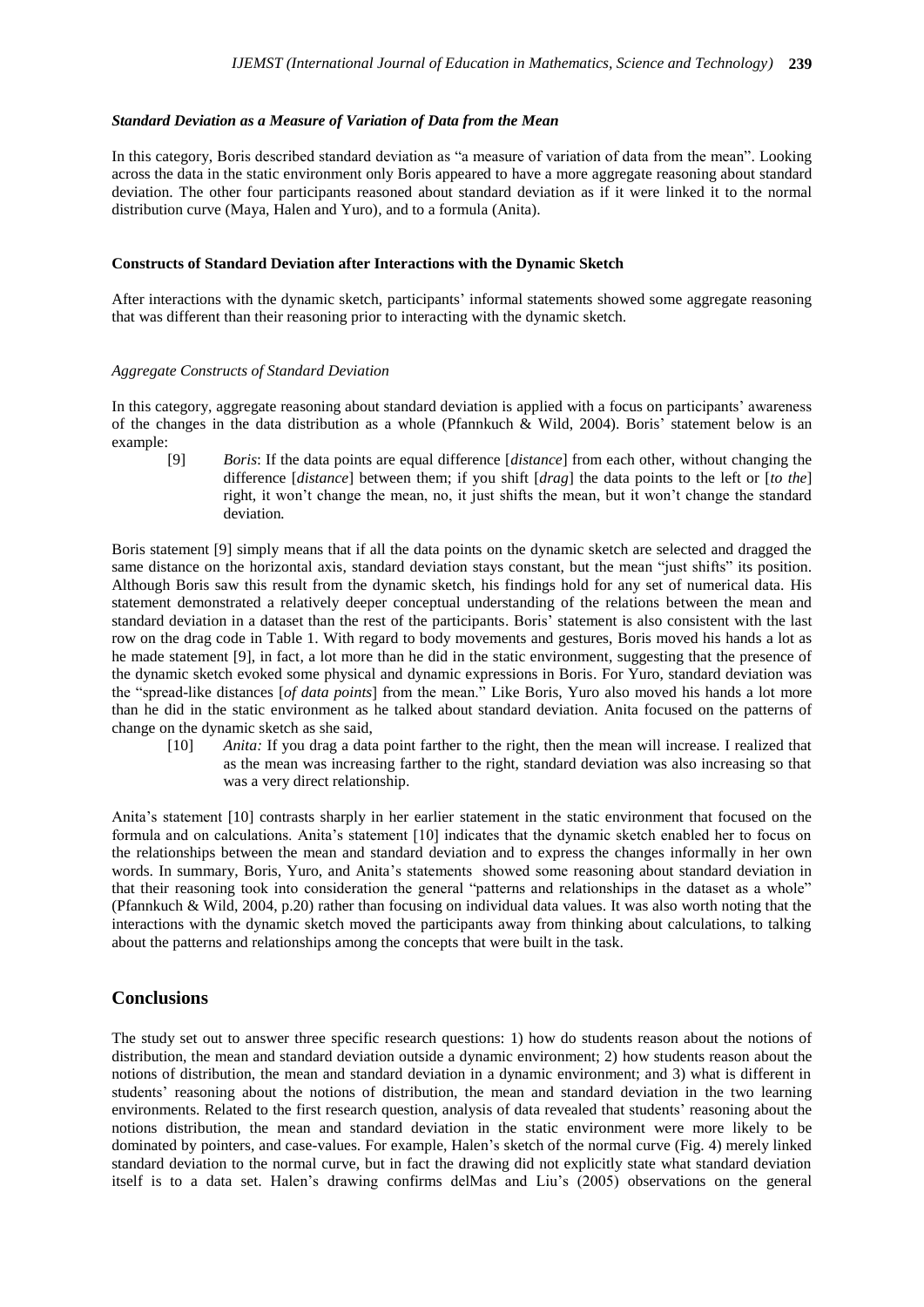#### *Standard Deviation as a Measure of Variation of Data from the Mean*

In this category, Boris described standard deviation as "a measure of variation of data from the mean". Looking across the data in the static environment only Boris appeared to have a more aggregate reasoning about standard deviation. The other four participants reasoned about standard deviation as if it were linked it to the normal distribution curve (Maya, Halen and Yuro), and to a formula (Anita).

### Constructs of Standard Deviation after Interactions with the Dynamic Sketch

After interactions with the dynamic sketch, participants' informal statements showed some aggregate reasoning that was different than their reasoning prior to interacting with the dynamic sketch.

#### *Aggregate Constructs of Standard Deviation*

In this category, aggregate reasoning about standard deviation is applied with a focus on participants' awareness of the changes in the data distribution as a whole (Pfannkuch & Wild, 2004). Boris' statement below is an example:

> [9] *Boris*: If the data points are equal difference [*distance*] from each other, without changing the difference [*distance*] between them; if you shift [*drag*] the data points to the left or [*to the*] right, it won't change the mean, no, it just shifts the mean, but it won't change the standard deviation*.*

Boris statement [9] simply means that if all the data points on the dynamic sketch are selected and dragged the same distance on the horizontal axis, standard deviation stays constant, but the mean "just shifts" its position. Although Boris saw this result from the dynamic sketch, his findings hold for any set of numerical data. His statement demonstrated a relatively deeper conceptual understanding of the relations between the mean and standard deviation in a dataset than the rest of the participants. Boris' statement is also consistent with the last row on the drag code in Table 1. With regard to body movements and gestures, Boris moved his hands a lot as he made statement [9], in fact, a lot more than he did in the static environment, suggesting that the presence of the dynamic sketch evoked some physical and dynamic expressions in Boris. For Yuro, standard deviation was the "spread-like distances [*of data points*] from the mean." Like Boris, Yuro also moved his hands a lot more than he did in the static environment as he talked about standard deviation. Anita focused on the patterns of change on the dynamic sketch as she said,

> [10] *Anita:* If you drag a data point farther to the right, then the mean will increase. I realized that as the mean was increasing farther to the right, standard deviation was also increasing so that was a very direct relationship.

Anita's statement [10] contrasts sharply in her earlier statement in the static environment that focused on the formula and on calculations. Anita's statement [10] indicates that the dynamic sketch enabled her to focus on the relationships between the mean and standard deviation and to express the changes informally in her own words. In summary, Boris, Yuro, and Anita's statements showed some reasoning about standard deviation in that their reasoning took into consideration the general "patterns and relationships in the dataset as a whole" (Pfannkuch & Wild, 2004, p.20) rather than focusing on individual data values. It was also worth noting that the interactions with the dynamic sketch moved the participants away from thinking about calculations, to talking about the patterns and relationships among the concepts that were built in the task.

## Conclusions

The study set out to answer three specific research questions: 1) how do students reason about the notions of distribution, the mean and standard deviation outside a dynamic environment; 2) how students reason about the notions of distribution, the mean and standard deviation in a dynamic environment; and 3) what is different in students' reasoning about the notions of distribution, the mean and standard deviation in the two learning environments. Related to the first research question, analysis of data revealed that students' reasoning about the notions distribution, the mean and standard deviation in the static environment were more likely to be dominated by pointers, and case-values. For example, Halen's sketch of the normal curve (Fig. 4) merely linked standard deviation to the normal curve, but in fact the drawing did not explicitly state what standard deviation itself is to a data set. Halen's drawing confirms delMas and Liu's (2005) observations on the general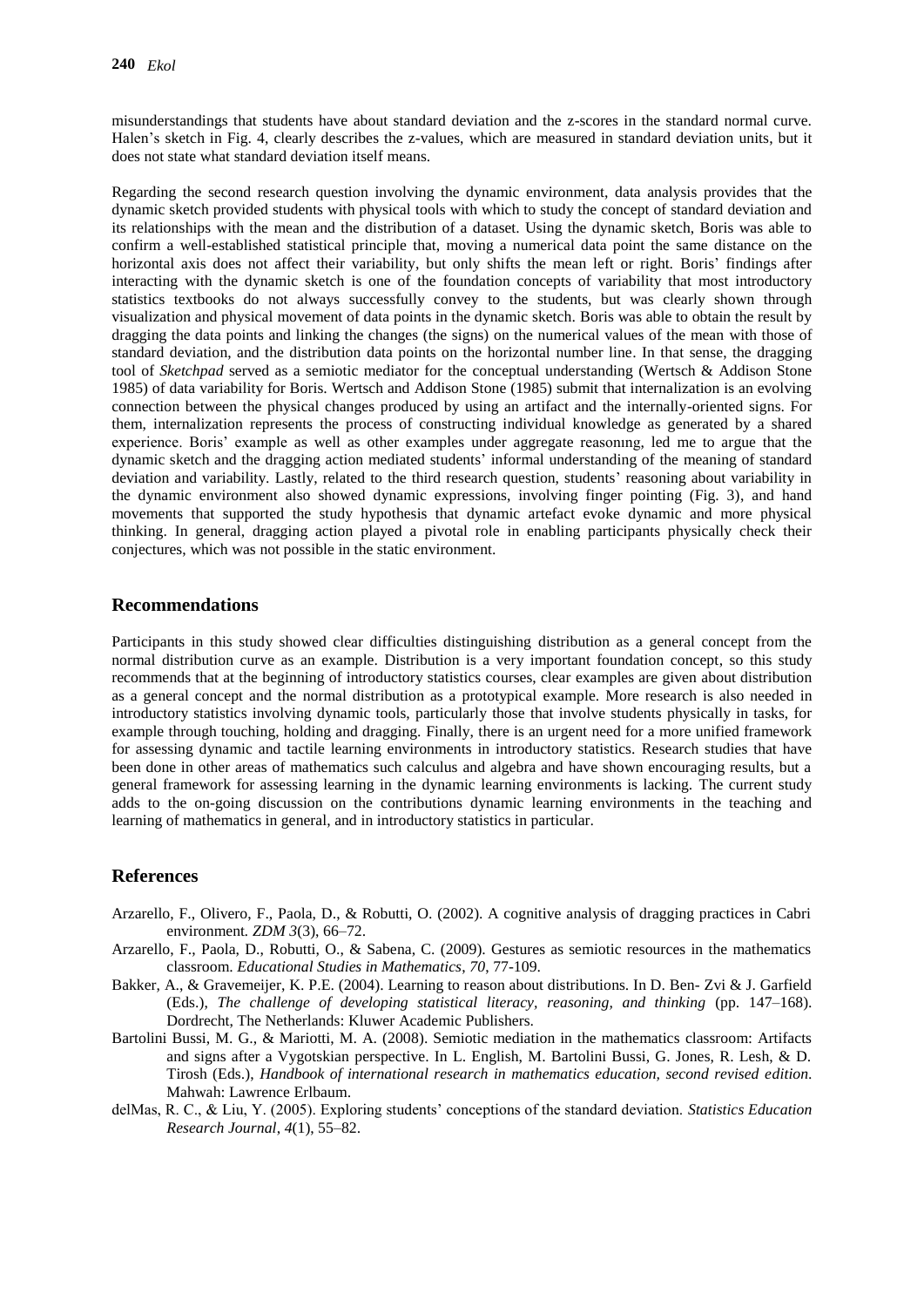misunderstandings that students have about standard deviation and the z-scores in the standard normal curve. Halen's sketch in Fig. 4, clearly describes the z-values, which are measured in standard deviation units, but it does not state what standard deviation itself means.

Regarding the second research question involving the dynamic environment, data analysis provides that the dynamic sketch provided students with physical tools with which to study the concept of standard deviation and its relationships with the mean and the distribution of a dataset. Using the dynamic sketch, Boris was able to confirm a well-established statistical principle that, moving a numerical data point the same distance on the horizontal axis does not affect their variability, but only shifts the mean left or right. Boris' findings after interacting with the dynamic sketch is one of the foundation concepts of variability that most introductory statistics textbooks do not always successfully convey to the students, but was clearly shown through visualization and physical movement of data points in the dynamic sketch. Boris was able to obtain the result by dragging the data points and linking the changes (the signs) on the numerical values of the mean with those of standard deviation, and the distribution data points on the horizontal number line. In that sense, the dragging tool of *Sketchpad* served as a semiotic mediator for the conceptual understanding (Wertsch & Addison Stone 1985) of data variability for Boris. Wertsch and Addison Stone (1985) submit that internalization is an evolving connection between the physical changes produced by using an artifact and the internally-oriented signs. For them, internalization represents the process of constructing individual knowledge as generated by a shared experience. Boris' example as well as other examples under aggregate reasoning, led me to argue that the dynamic sketch and the dragging action mediated students' informal understanding of the meaning of standard deviation and variability. Lastly, related to the third research question, students' reasoning about variability in the dynamic environment also showed dynamic expressions, involving finger pointing (Fig. 3), and hand movements that supported the study hypothesis that dynamic artefact evoke dynamic and more physical thinking. In general, dragging action played a pivotal role in enabling participants physically check their conjectures, which was not possible in the static environment.

## Recommendations

Participants in this study showed clear difficulties distinguishing distribution as a general concept from the normal distribution curve as an example. Distribution is a very important foundation concept, so this study recommends that at the beginning of introductory statistics courses, clear examples are given about distribution as a general concept and the normal distribution as a prototypical example. More research is also needed in introductory statistics involving dynamic tools, particularly those that involve students physically in tasks, for example through touching, holding and dragging. Finally, there is an urgent need for a more unified framework for assessing dynamic and tactile learning environments in introductory statistics. Research studies that have been done in other areas of mathematics such calculus and algebra and have shown encouraging results, but a general framework for assessing learning in the dynamic learning environments is lacking. The current study adds to the on-going discussion on the contributions dynamic learning environments in the teaching and learning of mathematics in general, and in introductory statistics in particular.

## References

Arzarello, F., Olivero, F., Paola, D., & Robutti, O. (2002). A cognitive analysis of dragging practices in Cabri environment. *ZDM 3*(3), 66–72.

Arzarello, F., Paola, D., Robutti, O., & Sabena, C. (2009). Gestures as semiotic resources in the mathematics classroom. *Educational Studies in Mathematics*, *70*, 77-109.

Bakker, A., & Gravemeijer, K. P.E. (2004). Learning to reason about distributions. In D. Ben- Zvi & J. Garfield (Eds.), *The challenge of developing statistical literacy, reasoning, and thinking* (pp. 147–168). Dordrecht, The Netherlands: Kluwer Academic Publishers.

Bartolini Bussi, M. G., & Mariotti, M. A. (2008). Semiotic mediation in the mathematics classroom: Artifacts and signs after a Vygotskian perspective. In L. English, M. Bartolini Bussi, G. Jones, R. Lesh, & D. Tirosh (Eds.), *Handbook of international research in mathematics education, second revised edition.* Mahwah: Lawrence Erlbaum.

delMas, R. C., & Liu, Y. (2005). Exploring students' conceptions of the standard deviation. *Statistics Education Research Journal*, *4*(1), 55–82.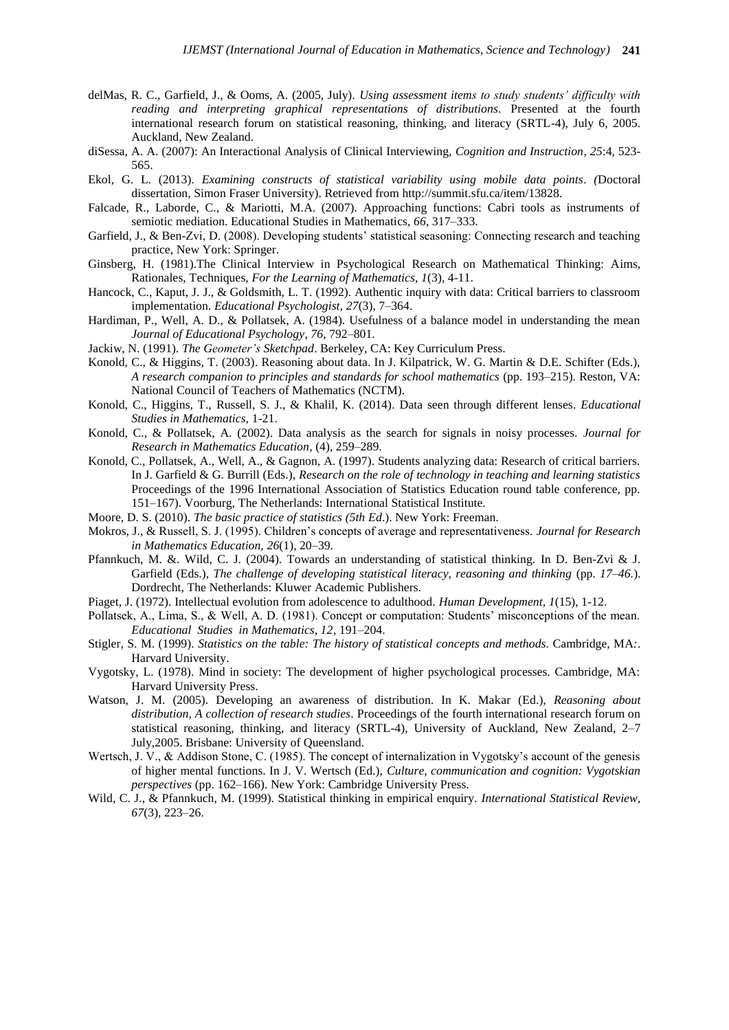delMas, R. C., Garfield, J., & Ooms, A. (2005, July). *Using assessment items to study students' difficulty with reading and interpreting graphical representations of distributions*. Presented at the fourth international research forum on statistical reasoning, thinking, and literacy (SRTL-4), July 6, 2005. Auckland, New Zealand.

diSessa, A. A. (2007): An Interactional Analysis of Clinical Interviewing, *Cognition and Instruction*, *25*:4, 523-565.

Ekol, G. L. (2013). *Examining constructs of statistical variability using mobile data points*. (Doctoral dissertation, Simon Fraser University). Retrieved from http://summit.sfu.ca/item/13828.

Falcade, R., Laborde, C., & Mariotti, M.A. (2007). Approaching functions: Cabri tools as instruments of semiotic mediation. Educational Studies in Mathematics, *66*, 317–333.

Garfield, J., & Ben-Zvi, D. (2008). Developing students' statistical seasoning: Connecting research and teaching practice, New York: Springer.

Ginsberg, H. (1981).The Clinical Interview in Psychological Research on Mathematical Thinking: Aims, Rationales, Techniques, *For the Learning of Mathematics*, *1*(3), 4-11.

Hancock, C., Kaput, J. J., & Goldsmith, L. T. (1992). Authentic inquiry with data: Critical barriers to classroom implementation. *Educational Psychologist*, *27*(3), 7–364.

Hardiman, P., Well, A. D., & Pollatsek, A. (1984). Usefulness of a balance model in understanding the mean *Journal of Educational Psychology, 76*, 792–801.

Jackiw, N. (1991). *The Geometer's Sketchpad*. Berkeley, CA: Key Curriculum Press.

Konold, C., & Higgins, T. (2003). Reasoning about data. In J. Kilpatrick, W. G. Martin & D.E. Schifter (Eds.), *A research companion to principles and standards for school mathematics* (pp. 193–215). Reston, VA: National Council of Teachers of Mathematics (NCTM).

Konold, C., Higgins, T., Russell, S. J., & Khalil, K. (2014). Data seen through different lenses. *Educational Studies in Mathematics,* 1-21.

Konold, C., & Pollatsek, A. (2002). Data analysis as the search for signals in noisy processes. *Journal for Research in Mathematics Education*, (4), 259–289.

Konold, C., Pollatsek, A., Well, A., & Gagnon, A. (1997). Students analyzing data: Research of critical barriers. In J. Garfield & G. Burrill (Eds.), *Research on the role of technology in teaching and learning statistics* Proceedings of the 1996 International Association of Statistics Education round table conference, pp. 151–167). Voorburg, The Netherlands: International Statistical Institute.

Moore, D. S. (2010). *The basic practice of statistics (5th Ed*.). New York: Freeman.

Mokros, J., & Russell, S. J. (1995). Children's concepts of average and representativeness. *Journal for Research in Mathematics Education, 26*(1), 20–39.

Pfannkuch, M. &. Wild, C. J. (2004). Towards an understanding of statistical thinking. In D. Ben-Zvi & J. Garfield (Eds.), *The challenge of developing statistical literacy, reasoning and thinking* (pp. *17–46.*). Dordrecht, The Netherlands: Kluwer Academic Publishers.

Piaget, J. (1972). Intellectual evolution from adolescence to adulthood. *Human Development*, *1*(15), 1-12.

Pollatsek, A., Lima, S., & Well, A. D. (1981). Concept or computation: Students' misconceptions of the mean. *Educational Studies in Mathematics, 12*, 191–204.

Stigler, S. M. (1999). *Statistics on the table: The history of statistical concepts and methods.* Cambridge, MA:. Harvard University.

Vygotsky, L. (1978). Mind in society: The development of higher psychological processes. Cambridge, MA: Harvard University Press.

Watson, J. M. (2005). Developing an awareness of distribution. In K. Makar (Ed.), *Reasoning about distribution, A collection of research studies*. Proceedings of the fourth international research forum on statistical reasoning, thinking, and literacy (SRTL-4), University of Auckland, New Zealand, 2–7 July,2005. Brisbane: University of Queensland.

Wertsch, J. V., & Addison Stone, C. (1985). The concept of internalization in Vygotsky's account of the genesis of higher mental functions. In J. V. Wertsch (Ed.)*, Culture, communication and cognition: Vygotskian perspectives* (pp. 162–166). New York: Cambridge University Press.

Wild, C. J., & Pfannkuch, M. (1999). Statistical thinking in empirical enquiry. *International Statistical Review, 67*(3), 223–26.